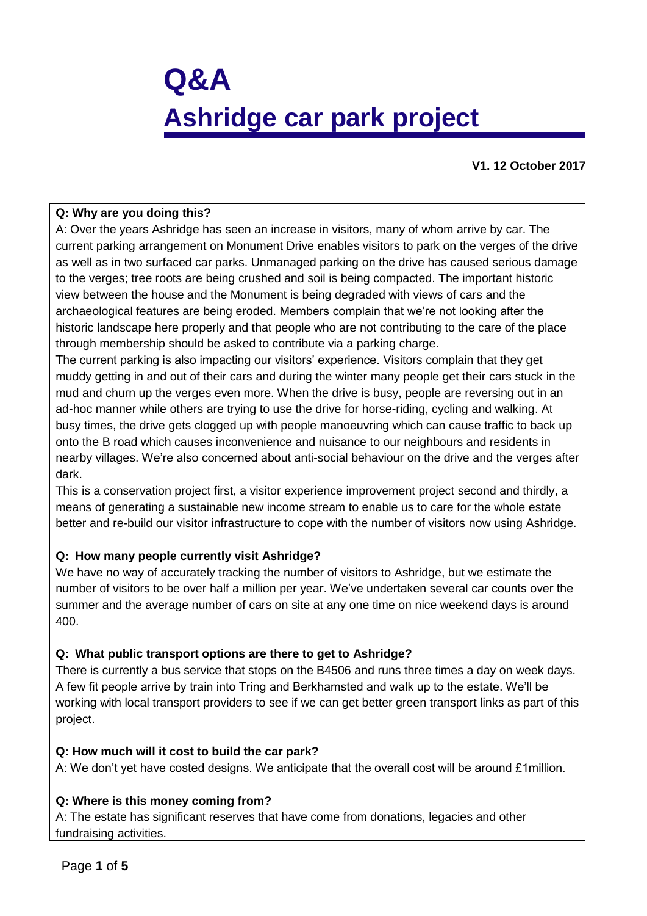# Q&A
# Ashridge car park project

**V1. 12 October 2017**

**Q: Why are you doing this?**

A: Over the years Ashridge has seen an increase in visitors, many of whom arrive by car. The current parking arrangement on Monument Drive enables visitors to park on the verges of the drive as well as in two surfaced car parks. Unmanaged parking on the drive has caused serious damage to the verges; tree roots are being crushed and soil is being compacted. The important historic view between the house and the Monument is being degraded with views of cars and the archaeological features are being eroded. Members complain that we're not looking after the historic landscape here properly and that people who are not contributing to the care of the place through membership should be asked to contribute via a parking charge.

The current parking is also impacting our visitors' experience. Visitors complain that they get muddy getting in and out of their cars and during the winter many people get their cars stuck in the mud and churn up the verges even more. When the drive is busy, people are reversing out in an ad-hoc manner while others are trying to use the drive for horse-riding, cycling and walking. At busy times, the drive gets clogged up with people manoeuvring which can cause traffic to back up onto the B road which causes inconvenience and nuisance to our neighbours and residents in nearby villages. We're also concerned about anti-social behaviour on the drive and the verges after dark.

This is a conservation project first, a visitor experience improvement project second and thirdly, a means of generating a sustainable new income stream to enable us to care for the whole estate better and re-build our visitor infrastructure to cope with the number of visitors now using Ashridge.

**Q: How many people currently visit Ashridge?**

We have no way of accurately tracking the number of visitors to Ashridge, but we estimate the number of visitors to be over half a million per year. We've undertaken several car counts over the summer and the average number of cars on site at any one time on nice weekend days is around 400.

**Q: What public transport options are there to get to Ashridge?**

There is currently a bus service that stops on the B4506 and runs three times a day on week days. A few fit people arrive by train into Tring and Berkhamsted and walk up to the estate. We'll be working with local transport providers to see if we can get better green transport links as part of this project.

**Q: How much will it cost to build the car park?**

A: We don't yet have costed designs. We anticipate that the overall cost will be around £1million.

**Q: Where is this money coming from?**

A: The estate has significant reserves that have come from donations, legacies and other fundraising activities.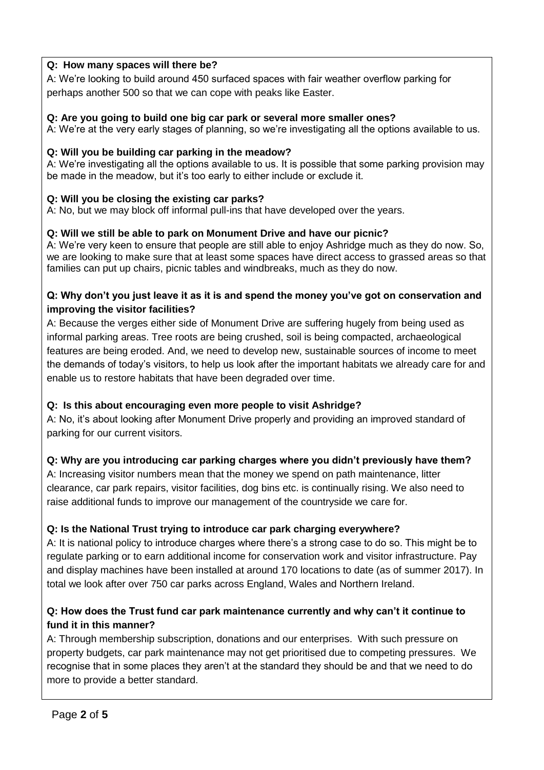**Q: How many spaces will there be?**

A: We're looking to build around 450 surfaced spaces with fair weather overflow parking for perhaps another 500 so that we can cope with peaks like Easter.

**Q: Are you going to build one big car park or several more smaller ones?**

A: We're at the very early stages of planning, so we're investigating all the options available to us.

**Q: Will you be building car parking in the meadow?**

A: We're investigating all the options available to us. It is possible that some parking provision may be made in the meadow, but it's too early to either include or exclude it.

**Q: Will you be closing the existing car parks?**

A: No, but we may block off informal pull-ins that have developed over the years.

**Q: Will we still be able to park on Monument Drive and have our picnic?**

A: We're very keen to ensure that people are still able to enjoy Ashridge much as they do now. So, we are looking to make sure that at least some spaces have direct access to grassed areas so that families can put up chairs, picnic tables and windbreaks, much as they do now.

**Q: Why don't you just leave it as it is and spend the money you've got on conservation and improving the visitor facilities?**

A: Because the verges either side of Monument Drive are suffering hugely from being used as informal parking areas. Tree roots are being crushed, soil is being compacted, archaeological features are being eroded. And, we need to develop new, sustainable sources of income to meet the demands of today's visitors, to help us look after the important habitats we already care for and enable us to restore habitats that have been degraded over time.

**Q: Is this about encouraging even more people to visit Ashridge?**

A: No, it's about looking after Monument Drive properly and providing an improved standard of parking for our current visitors.

**Q: Why are you introducing car parking charges where you didn't previously have them?**

A: Increasing visitor numbers mean that the money we spend on path maintenance, litter clearance, car park repairs, visitor facilities, dog bins etc. is continually rising. We also need to raise additional funds to improve our management of the countryside we care for.

**Q: Is the National Trust trying to introduce car park charging everywhere?**

A: It is national policy to introduce charges where there's a strong case to do so. This might be to regulate parking or to earn additional income for conservation work and visitor infrastructure. Pay and display machines have been installed at around 170 locations to date (as of summer 2017). In total we look after over 750 car parks across England, Wales and Northern Ireland.

**Q: How does the Trust fund car park maintenance currently and why can't it continue to fund it in this manner?**

A: Through membership subscription, donations and our enterprises. With such pressure on property budgets, car park maintenance may not get prioritised due to competing pressures. We recognise that in some places they aren't at the standard they should be and that we need to do more to provide a better standard.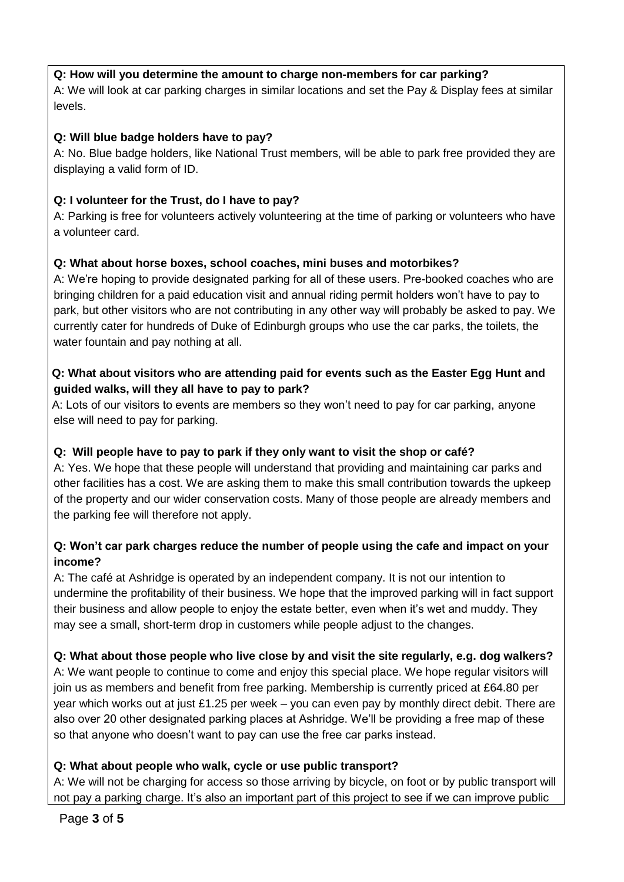**Q: How will you determine the amount to charge non-members for car parking?**
A: We will look at car parking charges in similar locations and set the Pay & Display fees at similar levels.

**Q: Will blue badge holders have to pay?**
A: No. Blue badge holders, like National Trust members, will be able to park free provided they are displaying a valid form of ID.

**Q: I volunteer for the Trust, do I have to pay?**
A: Parking is free for volunteers actively volunteering at the time of parking or volunteers who have a volunteer card.

**Q: What about horse boxes, school coaches, mini buses and motorbikes?**
A: We're hoping to provide designated parking for all of these users. Pre-booked coaches who are bringing children for a paid education visit and annual riding permit holders won't have to pay to park, but other visitors who are not contributing in any other way will probably be asked to pay. We currently cater for hundreds of Duke of Edinburgh groups who use the car parks, the toilets, the water fountain and pay nothing at all.

**Q: What about visitors who are attending paid for events such as the Easter Egg Hunt and guided walks, will they all have to pay to park?**
A: Lots of our visitors to events are members so they won't need to pay for car parking, anyone else will need to pay for parking.

**Q: Will people have to pay to park if they only want to visit the shop or café?**
A: Yes. We hope that these people will understand that providing and maintaining car parks and other facilities has a cost. We are asking them to make this small contribution towards the upkeep of the property and our wider conservation costs. Many of those people are already members and the parking fee will therefore not apply.

**Q: Won't car park charges reduce the number of people using the cafe and impact on your income?**
A: The café at Ashridge is operated by an independent company. It is not our intention to undermine the profitability of their business. We hope that the improved parking will in fact support their business and allow people to enjoy the estate better, even when it's wet and muddy. They may see a small, short-term drop in customers while people adjust to the changes.

**Q: What about those people who live close by and visit the site regularly, e.g. dog walkers?**
A: We want people to continue to come and enjoy this special place. We hope regular visitors will join us as members and benefit from free parking. Membership is currently priced at £64.80 per year which works out at just £1.25 per week – you can even pay by monthly direct debit. There are also over 20 other designated parking places at Ashridge. We'll be providing a free map of these so that anyone who doesn't want to pay can use the free car parks instead.

**Q: What about people who walk, cycle or use public transport?**
A: We will not be charging for access so those arriving by bicycle, on foot or by public transport will not pay a parking charge. It's also an important part of this project to see if we can improve public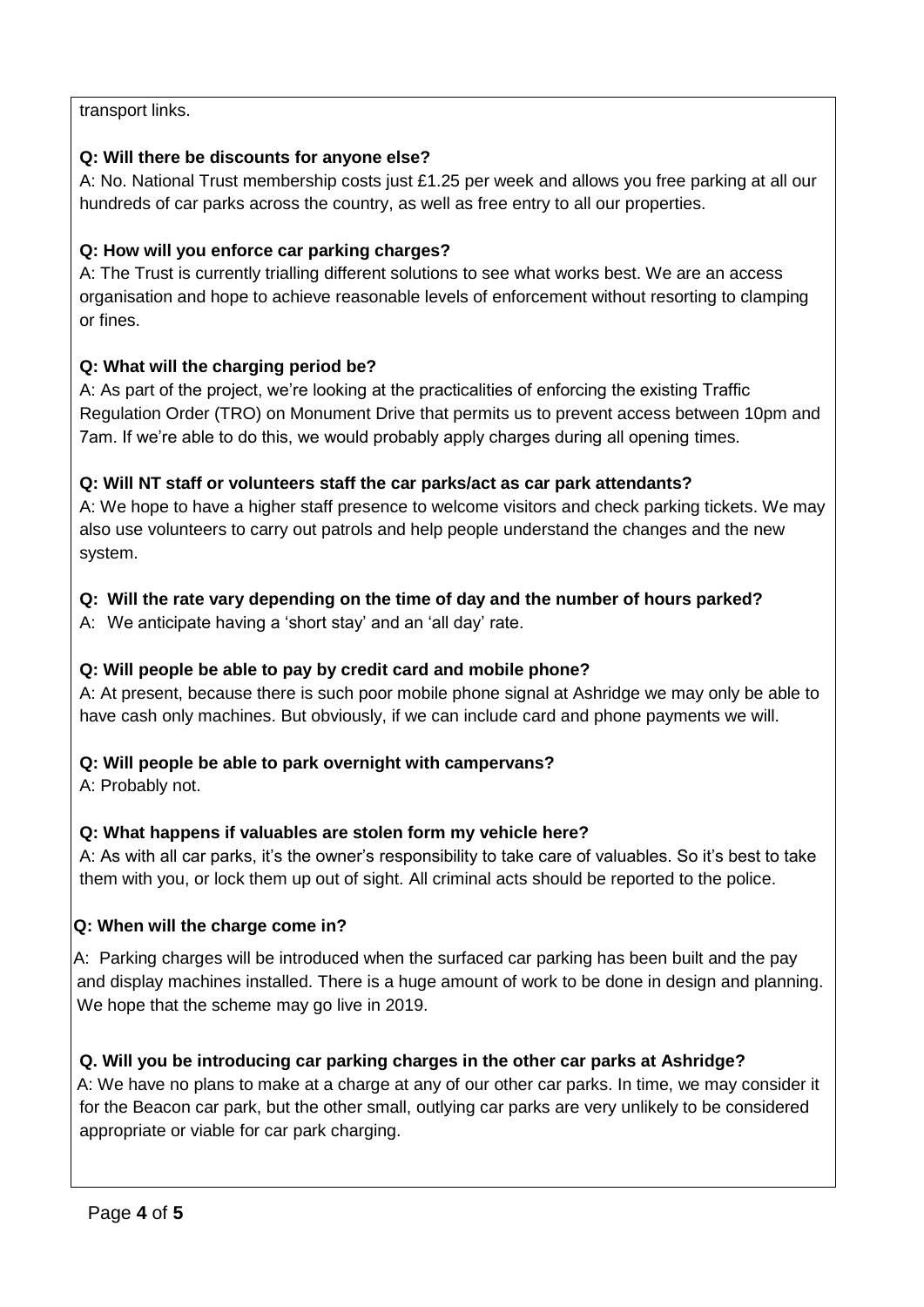transport links.

**Q: Will there be discounts for anyone else?**

A: No. National Trust membership costs just £1.25 per week and allows you free parking at all our hundreds of car parks across the country, as well as free entry to all our properties.

**Q: How will you enforce car parking charges?**

A: The Trust is currently trialling different solutions to see what works best. We are an access organisation and hope to achieve reasonable levels of enforcement without resorting to clamping or fines.

**Q: What will the charging period be?**

A: As part of the project, we're looking at the practicalities of enforcing the existing Traffic Regulation Order (TRO) on Monument Drive that permits us to prevent access between 10pm and 7am. If we're able to do this, we would probably apply charges during all opening times.

**Q: Will NT staff or volunteers staff the car parks/act as car park attendants?**

A: We hope to have a higher staff presence to welcome visitors and check parking tickets. We may also use volunteers to carry out patrols and help people understand the changes and the new system.

**Q: Will the rate vary depending on the time of day and the number of hours parked?**

A: We anticipate having a 'short stay' and an 'all day' rate.

**Q: Will people be able to pay by credit card and mobile phone?**

A: At present, because there is such poor mobile phone signal at Ashridge we may only be able to have cash only machines. But obviously, if we can include card and phone payments we will.

**Q: Will people be able to park overnight with campervans?**

A: Probably not.

**Q: What happens if valuables are stolen form my vehicle here?**

A: As with all car parks, it's the owner's responsibility to take care of valuables. So it's best to take them with you, or lock them up out of sight. All criminal acts should be reported to the police.

**Q: When will the charge come in?**

A: Parking charges will be introduced when the surfaced car parking has been built and the pay and display machines installed. There is a huge amount of work to be done in design and planning. We hope that the scheme may go live in 2019.

**Q. Will you be introducing car parking charges in the other car parks at Ashridge?**

A: We have no plans to make at a charge at any of our other car parks. In time, we may consider it for the Beacon car park, but the other small, outlying car parks are very unlikely to be considered appropriate or viable for car park charging.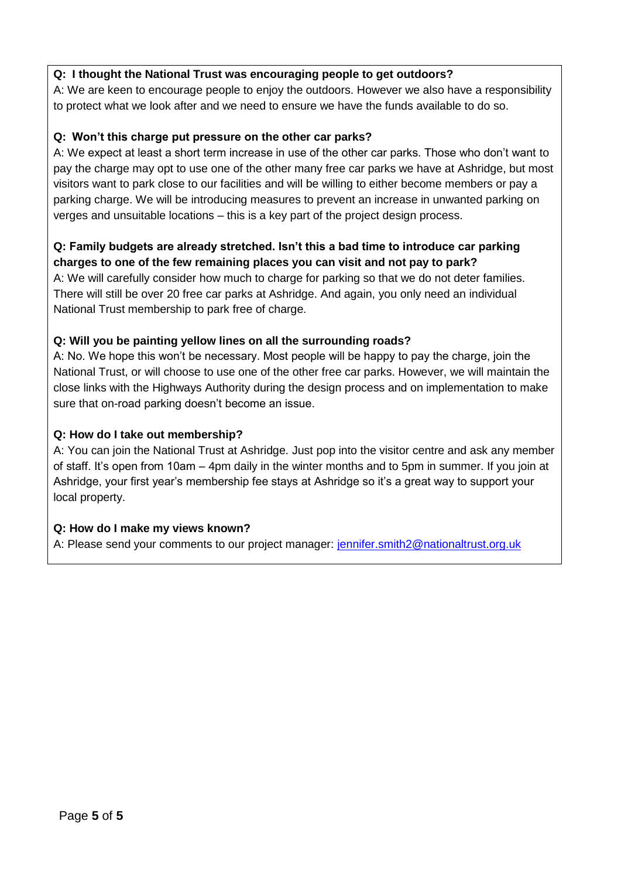**Q: I thought the National Trust was encouraging people to get outdoors?**

A: We are keen to encourage people to enjoy the outdoors. However we also have a responsibility to protect what we look after and we need to ensure we have the funds available to do so.

**Q: Won't this charge put pressure on the other car parks?**

A: We expect at least a short term increase in use of the other car parks. Those who don't want to pay the charge may opt to use one of the other many free car parks we have at Ashridge, but most visitors want to park close to our facilities and will be willing to either become members or pay a parking charge. We will be introducing measures to prevent an increase in unwanted parking on verges and unsuitable locations – this is a key part of the project design process.

**Q: Family budgets are already stretched. Isn't this a bad time to introduce car parking charges to one of the few remaining places you can visit and not pay to park?**

A: We will carefully consider how much to charge for parking so that we do not deter families. There will still be over 20 free car parks at Ashridge. And again, you only need an individual National Trust membership to park free of charge.

**Q: Will you be painting yellow lines on all the surrounding roads?**

A: No. We hope this won't be necessary. Most people will be happy to pay the charge, join the National Trust, or will choose to use one of the other free car parks. However, we will maintain the close links with the Highways Authority during the design process and on implementation to make sure that on-road parking doesn't become an issue.

**Q: How do I take out membership?**

A: You can join the National Trust at Ashridge. Just pop into the visitor centre and ask any member of staff. It's open from 10am – 4pm daily in the winter months and to 5pm in summer. If you join at Ashridge, your first year's membership fee stays at Ashridge so it's a great way to support your local property.

**Q: How do I make my views known?**

A: Please send your comments to our project manager: jennifer.smith2@nationaltrust.org.uk